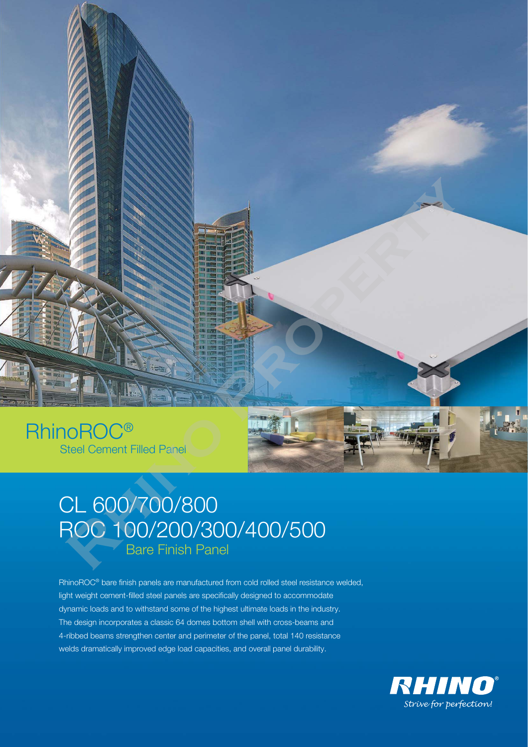# RhinoROC®

## Steel Cement Filled Panel

# CL 600/700/800
# ROC 100/200/300/400/500

## Bare Finish Panel

RhinoROC® bare finish panels are manufactured from cold rolled steel resistance welded, light weight cement-filled steel panels are specifically designed to accommodate dynamic loads and to withstand some of the highest ultimate loads in the industry. The design incorporates a classic 64 domes bottom shell with cross-beams and 4-ribbed beams strengthen center and perimeter of the panel, total 140 resistance welds dramatically improved edge load capacities, and overall panel durability.

**RHINO®**
*Strive for perfection!*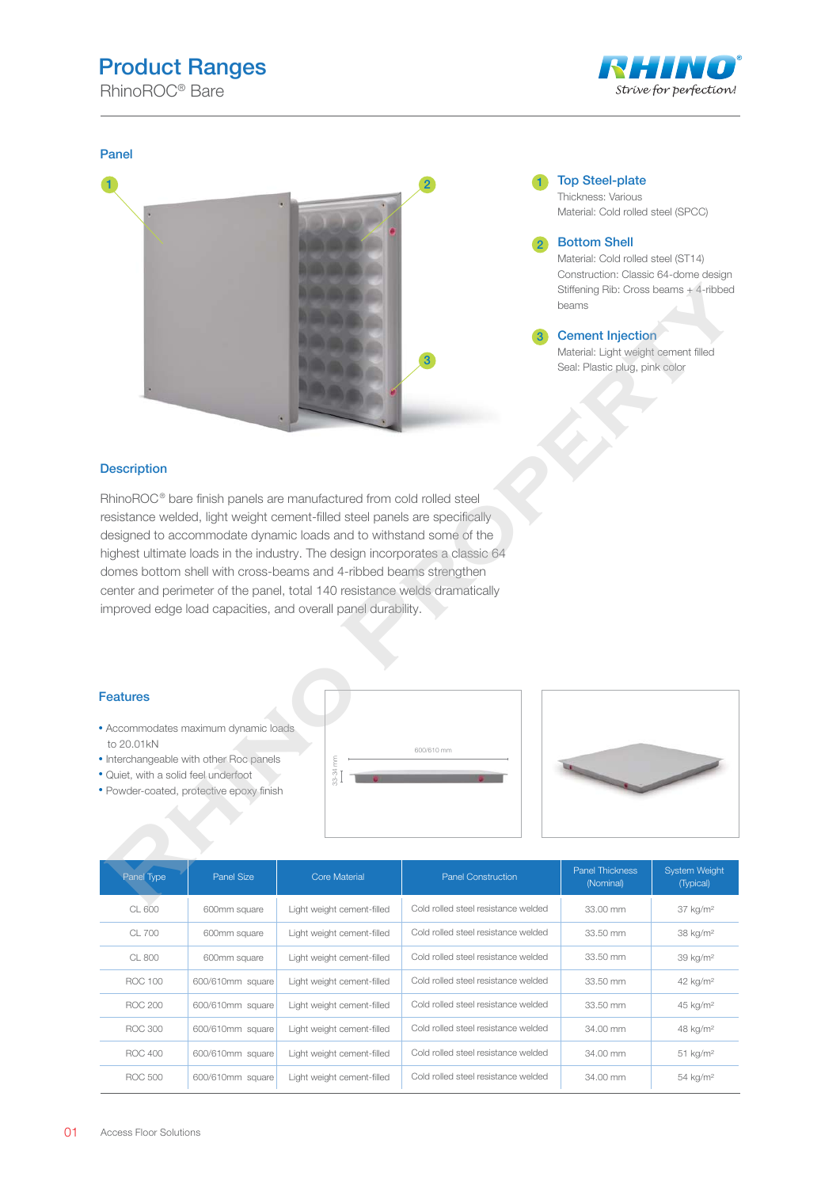# Product Ranges

RhinoROC® Bare

## Panel

1. **Top Steel-plate**
   Thickness: Various
   Material: Cold rolled steel (SPCC)

2. **Bottom Shell**
   Material: Cold rolled steel (ST14)
   Construction: Classic 64-dome design
   Stiffening Rib: Cross beams + 4-ribbed beams

3. **Cement Injection**
   Material: Light weight cement filled
   Seal: Plastic plug, pink color

## Description

RhinoROC® bare finish panels are manufactured from cold rolled steel resistance welded, light weight cement-filled steel panels are specifically designed to accommodate dynamic loads and to withstand some of the highest ultimate loads in the industry. The design incorporates a classic 64 domes bottom shell with cross-beams and 4-ribbed beams strengthen center and perimeter of the panel, total 140 resistance welds dramatically improved edge load capacities, and overall panel durability.

## Features

- Accommodates maximum dynamic loads to 20.01kN
- Interchangeable with other Roc panels
- Quiet, with a solid feel underfoot
- Powder-coated, protective epoxy finish

600/610 mm

33-34 mm

| Panel Type | Panel Size | Core Material | Panel Construction | Panel Thickness (Nominal) | System Weight (Typical) |
|---|---|---|---|---|---|
| CL 600 | 600mm square | Light weight cement-filled | Cold rolled steel resistance welded | 33.00 mm | 37 kg/m² |
| CL 700 | 600mm square | Light weight cement-filled | Cold rolled steel resistance welded | 33.50 mm | 38 kg/m² |
| CL 800 | 600mm square | Light weight cement-filled | Cold rolled steel resistance welded | 33.50 mm | 39 kg/m² |
| ROC 100 | 600/610mm square | Light weight cement-filled | Cold rolled steel resistance welded | 33.50 mm | 42 kg/m² |
| ROC 200 | 600/610mm square | Light weight cement-filled | Cold rolled steel resistance welded | 33.50 mm | 45 kg/m² |
| ROC 300 | 600/610mm square | Light weight cement-filled | Cold rolled steel resistance welded | 34.00 mm | 48 kg/m² |
| ROC 400 | 600/610mm square | Light weight cement-filled | Cold rolled steel resistance welded | 34.00 mm | 51 kg/m² |
| ROC 500 | 600/610mm square | Light weight cement-filled | Cold rolled steel resistance welded | 34.00 mm | 54 kg/m² |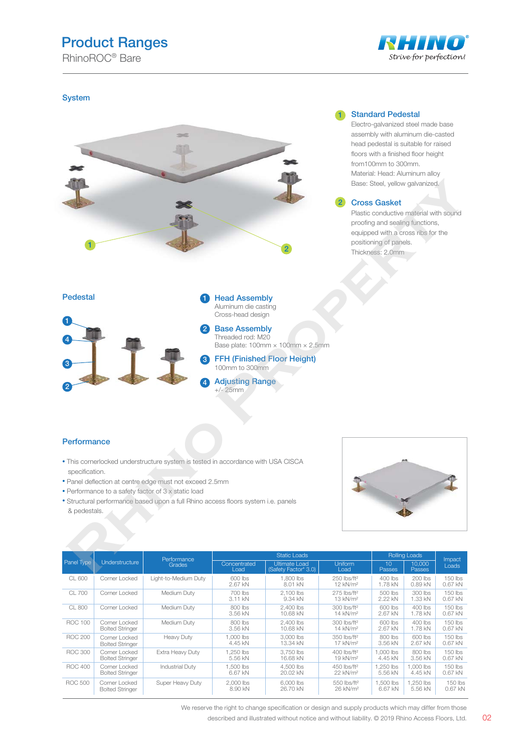# Product Ranges

RhinoROC® Bare

RHINO
*Strive for perfection!*

## System

### 1 Standard Pedestal

Electro-galvanized steel made base assembly with aluminum die-casted head pedestal is suitable for raised floors with a finished floor height from100mm to 300mm.
Material: Head: Aluminum alloy
Base: Steel, yellow galvanized.

### 2 Cross Gasket

Plastic conductive material with sound proofing and sealing functions, equipped with a cross ribs for the positioning of panels.
Thickness: 2.0mm

## Pedestal

### 1 Head Assembly

Aluminum die casting
Cross-head design

### 2 Base Assembly

Threaded rod: M20
Base plate: 100mm × 100mm × 2.5mm

### 3 FFH (Finished Floor Height)

100mm to 300mm

### 4 Adjusting Range

+/- 25mm

## Performance

- This cornerlocked understructure system is tested in accordance with USA CISCA specification.
- Panel deflection at centre edge must not exceed 2.5mm
- Performance to a safety factor of 3 x static load
- Structural performance based upon a full Rhino access floors system i.e. panels & pedestals.

| Panel Type | Understructure | Performance Grades | Static Loads | | | Rolling Loads | | Impact Loads |
|---|---|---|---|---|---|---|---|---|
| | | | Concentrated Load | Ultimate Load (Safety Factor* 3.0) | Uniform Load | 10 Passes | 10,000 Passes | |
| CL 600 | Corner Locked | Light-to-Medium Duty | 600 lbs 2.67 kN | 1,800 lbs 8.01 kN | 250 lbs/ft² 12 kN/m² | 400 lbs 1.78 kN | 200 lbs 0.89 kN | 150 lbs 0.67 kN |
| CL 700 | Corner Locked | Medium Duty | 700 lbs 3.11 kN | 2,100 lbs 9.34 kN | 275 lbs/ft² 13 kN/m² | 500 lbs 2.22 kN | 300 lbs 1.33 kN | 150 lbs 0.67 kN |
| CL 800 | Corner Locked | Medium Duty | 800 lbs 3.56 kN | 2,400 lbs 10.68 kN | 300 lbs/ft² 14 kN/m² | 600 lbs 2.67 kN | 400 lbs 1.78 kN | 150 lbs 0.67 kN |
| ROC 100 | Corner Locked Bolted Stringer | Medium Duty | 800 lbs 3.56 kN | 2,400 lbs 10.68 kN | 300 lbs/ft² 14 kN/m² | 600 lbs 2.67 kN | 400 lbs 1.78 kN | 150 lbs 0.67 kN |
| ROC 200 | Corner Locked Bolted Stringer | Heavy Duty | 1,000 lbs 4.45 kN | 3,000 lbs 13.34 kN | 350 lbs/ft² 17 kN/m² | 800 lbs 3.56 kN | 600 lbs 2.67 kN | 150 lbs 0.67 kN |
| ROC 300 | Corner Locked Bolted Stringer | Extra Heavy Duty | 1,250 lbs 5.56 kN | 3,750 lbs 16.68 kN | 400 lbs/ft² 19 kN/m² | 1,000 lbs 4.45 kN | 800 lbs 3.56 kN | 150 lbs 0.67 kN |
| ROC 400 | Corner Locked Bolted Stringer | Industrial Duty | 1,500 lbs 6.67 kN | 4,500 lbs 20.02 kN | 450 lbs/ft² 22 kN/m² | 1,250 lbs 5.56 kN | 1,000 lbs 4.45 kN | 150 lbs 0.67 kN |
| ROC 500 | Corner Locked Bolted Stringer | Super Heavy Duty | 2,000 lbs 8.90 kN | 6,000 lbs 26.70 kN | 550 lbs/ft² 26 kN/m² | 1,500 lbs 6.67 kN | 1,250 lbs 5.56 kN | 150 lbs 0.67 kN |

We reserve the right to change specification or design and supply products which may differ from those described and illustrated without notice and without liability. © 2019 Rhino Access Floors, Ltd.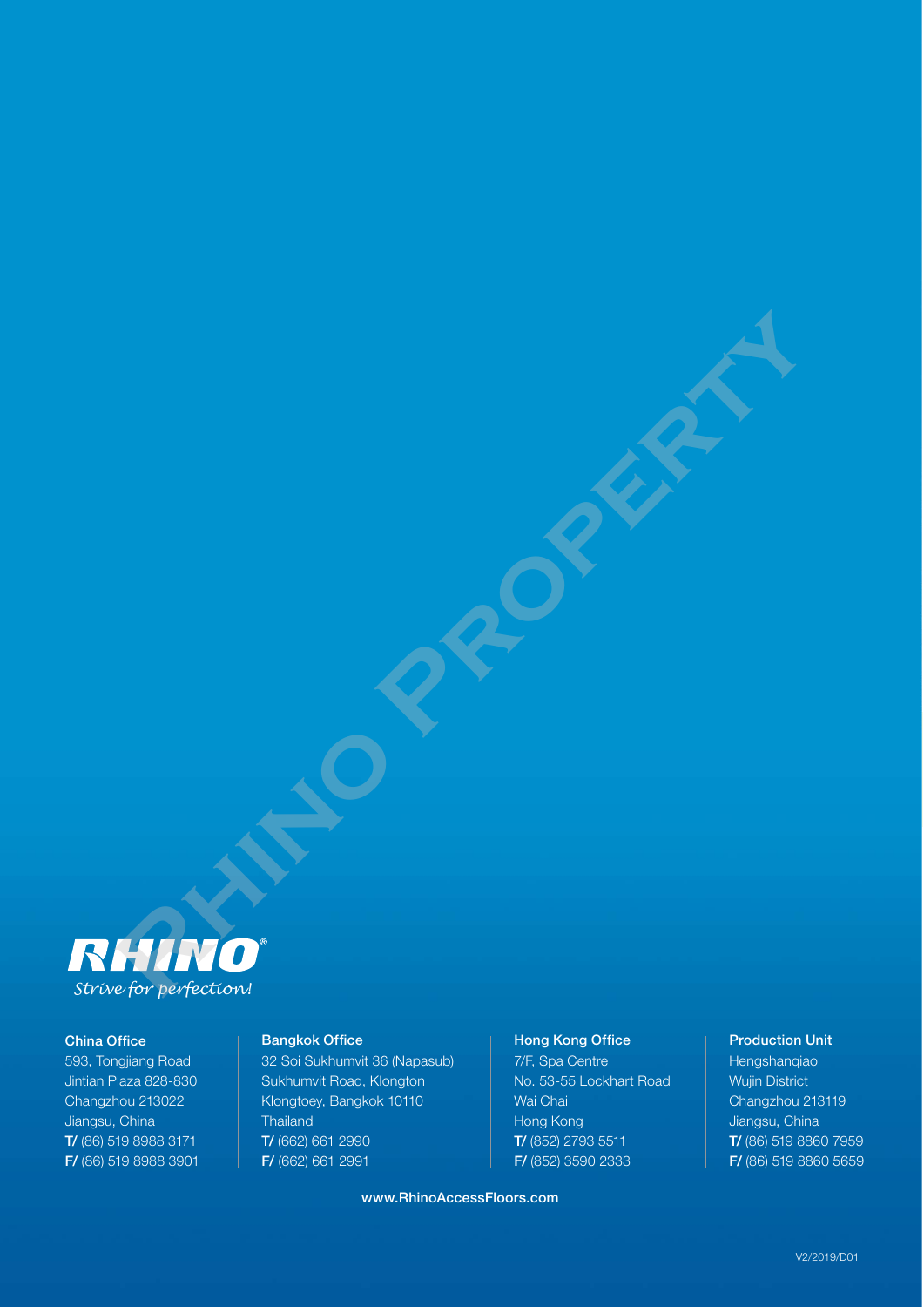RHINO®

*Strive for perfection!*

**China Office**
593, Tongjiang Road
Jintian Plaza 828-830
Changzhou 213022
Jiangsu, China
**T/** (86) 519 8988 3171
**F/** (86) 519 8988 3901

**Bangkok Office**
32 Soi Sukhumvit 36 (Napasub)
Sukhumvit Road, Klongton
Klongtoey, Bangkok 10110
Thailand
**T/** (662) 661 2990
**F/** (662) 661 2991

**Hong Kong Office**
7/F, Spa Centre
No. 53-55 Lockhart Road
Wai Chai
Hong Kong
**T/** (852) 2793 5511
**F/** (852) 3590 2333

**Production Unit**
Hengshanqiao
Wujin District
Changzhou 213119
Jiangsu, China
**T/** (86) 519 8860 7959
**F/** (86) 519 8860 5659

www.RhinoAccessFloors.com

V2/2019/D01